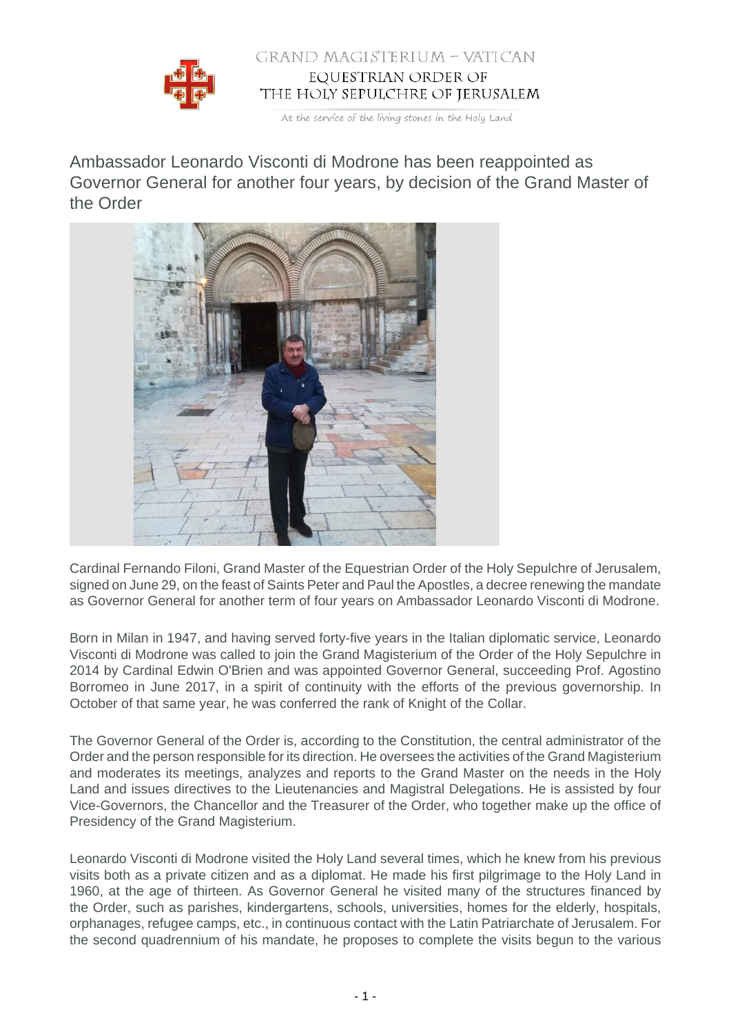GRAND MAGISTERIUM – VATICAN
EQUESTRIAN ORDER OF
THE HOLY SEPULCHRE OF JERUSALEM

*At the service of the living stones in the Holy Land*

# Ambassador Leonardo Visconti di Modrone has been reappointed as Governor General for another four years, by decision of the Grand Master of the Order

Cardinal Fernando Filoni, Grand Master of the Equestrian Order of the Holy Sepulchre of Jerusalem, signed on June 29, on the feast of Saints Peter and Paul the Apostles, a decree renewing the mandate as Governor General for another term of four years on Ambassador Leonardo Visconti di Modrone.

Born in Milan in 1947, and having served forty-five years in the Italian diplomatic service, Leonardo Visconti di Modrone was called to join the Grand Magisterium of the Order of the Holy Sepulchre in 2014 by Cardinal Edwin O'Brien and was appointed Governor General, succeeding Prof. Agostino Borromeo in June 2017, in a spirit of continuity with the efforts of the previous governorship. In October of that same year, he was conferred the rank of Knight of the Collar.

The Governor General of the Order is, according to the Constitution, the central administrator of the Order and the person responsible for its direction. He oversees the activities of the Grand Magisterium and moderates its meetings, analyzes and reports to the Grand Master on the needs in the Holy Land and issues directives to the Lieutenancies and Magistral Delegations. He is assisted by four Vice-Governors, the Chancellor and the Treasurer of the Order, who together make up the office of Presidency of the Grand Magisterium.

Leonardo Visconti di Modrone visited the Holy Land several times, which he knew from his previous visits both as a private citizen and as a diplomat. He made his first pilgrimage to the Holy Land in 1960, at the age of thirteen. As Governor General he visited many of the structures financed by the Order, such as parishes, kindergartens, schools, universities, homes for the elderly, hospitals, orphanages, refugee camps, etc., in continuous contact with the Latin Patriarchate of Jerusalem. For the second quadrennium of his mandate, he proposes to complete the visits begun to the various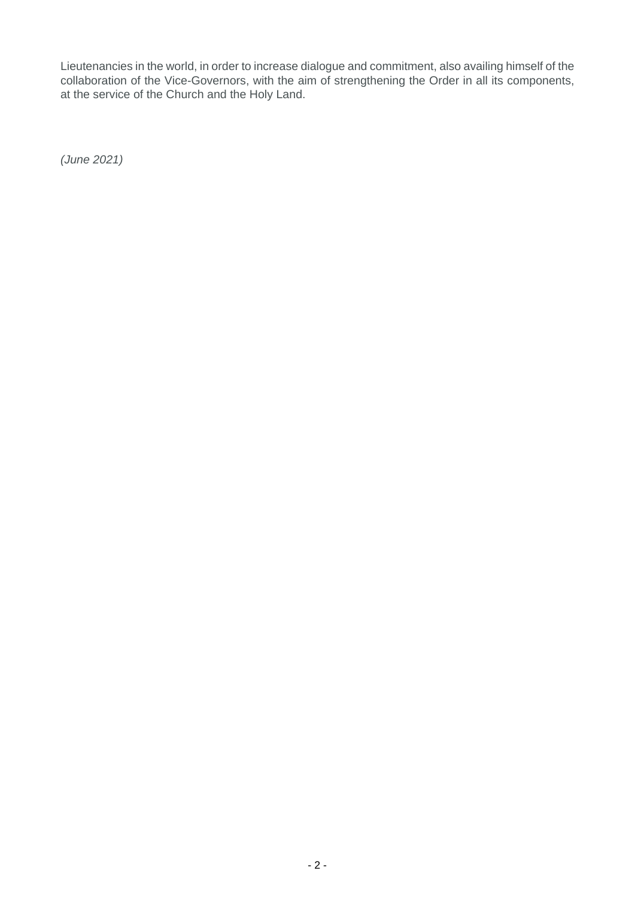Lieutenancies in the world, in order to increase dialogue and commitment, also availing himself of the collaboration of the Vice-Governors, with the aim of strengthening the Order in all its components, at the service of the Church and the Holy Land.

*(June 2021)*